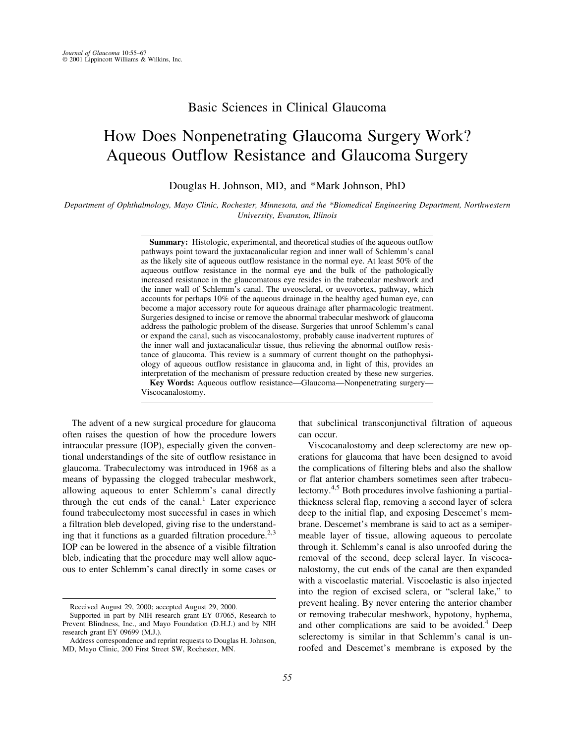Basic Sciences in Clinical Glaucoma

# How Does Nonpenetrating Glaucoma Surgery Work? Aqueous Outflow Resistance and Glaucoma Surgery

Douglas H. Johnson, MD, and *Mark Johnson, PhD

*Department of Ophthalmology, Mayo Clinic, Rochester, Minnesota, and the *Biomedical Engineering Department, Northwestern University, Evanston, Illinois*

**Summary:** Histologic, experimental, and theoretical studies of the aqueous outflow pathways point toward the juxtacanalicular region and inner wall of Schlemm's canal as the likely site of aqueous outflow resistance in the normal eye. At least 50% of the aqueous outflow resistance in the normal eye and the bulk of the pathologically increased resistance in the glaucomatous eye resides in the trabecular meshwork and the inner wall of Schlemm's canal. The uveoscleral, or uveovortex, pathway, which accounts for perhaps 10% of the aqueous drainage in the healthy aged human eye, can become a major accessory route for aqueous drainage after pharmacologic treatment. Surgeries designed to incise or remove the abnormal trabecular meshwork of glaucoma address the pathologic problem of the disease. Surgeries that unroof Schlemm's canal or expand the canal, such as viscocanalostomy, probably cause inadvertent ruptures of the inner wall and juxtacanalicular tissue, thus relieving the abnormal outflow resistance of glaucoma. This review is a summary of current thought on the pathophysiology of aqueous outflow resistance in glaucoma and, in light of this, provides an interpretation of the mechanism of pressure reduction created by these new surgeries.

**Key Words:** Aqueous outflow resistance—Glaucoma—Nonpenetrating surgery—Viscocanalostomy.

The advent of a new surgical procedure for glaucoma often raises the question of how the procedure lowers intraocular pressure (IOP), especially given the conventional understandings of the site of outflow resistance in glaucoma. Trabeculectomy was introduced in 1968 as a means of bypassing the clogged trabecular meshwork, allowing aqueous to enter Schlemm's canal directly through the cut ends of the canal.[1] Later experience found trabeculectomy most successful in cases in which a filtration bleb developed, giving rise to the understanding that it functions as a guarded filtration procedure.[2,3] IOP can be lowered in the absence of a visible filtration bleb, indicating that the procedure may well allow aqueous to enter Schlemm's canal directly in some cases or that subclinical transconjunctival filtration of aqueous can occur.

Viscocanalostomy and deep sclerectomy are new operations for glaucoma that have been designed to avoid the complications of filtering blebs and also the shallow or flat anterior chambers sometimes seen after trabeculectomy.[4,5] Both procedures involve fashioning a partial-thickness scleral flap, removing a second layer of sclera deep to the initial flap, and exposing Descemet's membrane. Descemet's membrane is said to act as a semipermeable layer of tissue, allowing aqueous to percolate through it. Schlemm's canal is also unroofed during the removal of the second, deep scleral layer. In viscocanalostomy, the cut ends of the canal are then expanded with a viscoelastic material. Viscoelastic is also injected into the region of excised sclera, or "scleral lake," to prevent healing. By never entering the anterior chamber or removing trabecular meshwork, hypotony, hyphema, and other complications are said to be avoided.[4] Deep sclerectomy is similar in that Schlemm's canal is unroofed and Descemet's membrane is exposed by the

Received August 29, 2000; accepted August 29, 2000.

Supported in part by NIH research grant EY 07065, Research to Prevent Blindness, Inc., and Mayo Foundation (D.H.J.) and by NIH research grant EY 09699 (M.J.).

Address correspondence and reprint requests to Douglas H. Johnson, MD, Mayo Clinic, 200 First Street SW, Rochester, MN.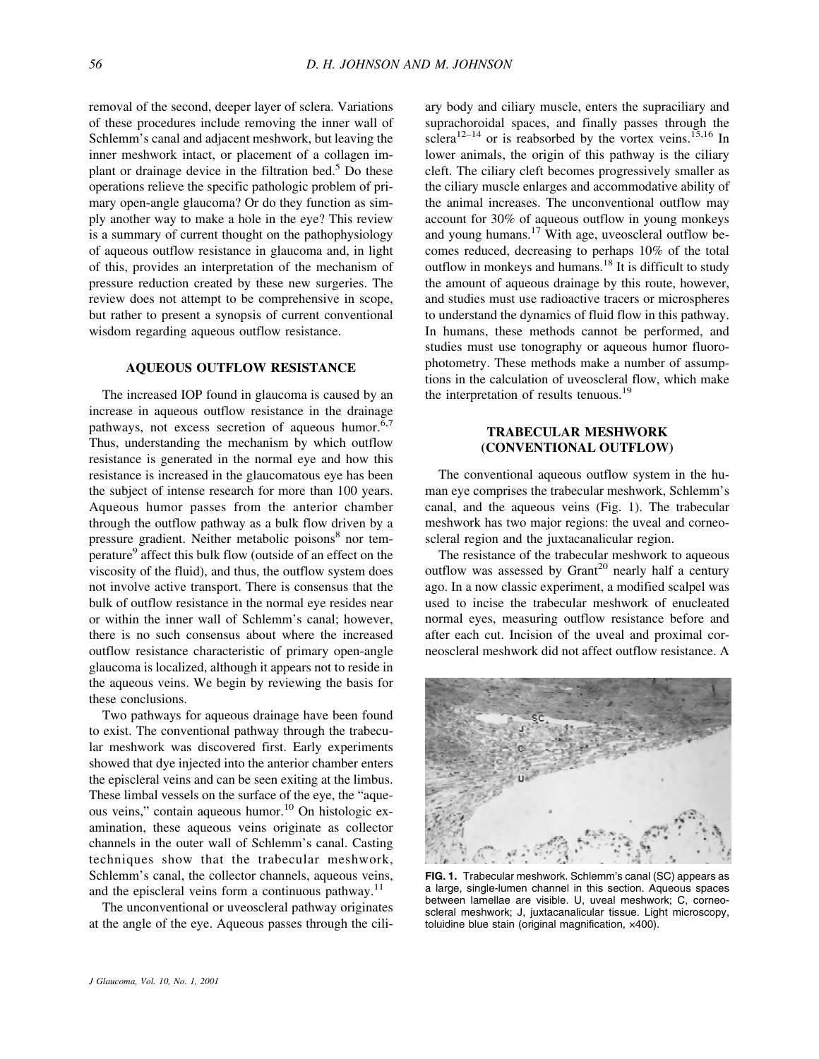removal of the second, deeper layer of sclera. Variations of these procedures include removing the inner wall of Schlemm's canal and adjacent meshwork, but leaving the inner meshwork intact, or placement of a collagen implant or drainage device in the filtration bed.[5] Do these operations relieve the specific pathologic problem of primary open-angle glaucoma? Or do they function as simply another way to make a hole in the eye? This review is a summary of current thought on the pathophysiology of aqueous outflow resistance in glaucoma and, in light of this, provides an interpretation of the mechanism of pressure reduction created by these new surgeries. The review does not attempt to be comprehensive in scope, but rather to present a synopsis of current conventional wisdom regarding aqueous outflow resistance.

## AQUEOUS OUTFLOW RESISTANCE

The increased IOP found in glaucoma is caused by an increase in aqueous outflow resistance in the drainage pathways, not excess secretion of aqueous humor.[6,7] Thus, understanding the mechanism by which outflow resistance is generated in the normal eye and how this resistance is increased in the glaucomatous eye has been the subject of intense research for more than 100 years. Aqueous humor passes from the anterior chamber through the outflow pathway as a bulk flow driven by a pressure gradient. Neither metabolic poisons[8] nor temperature[9] affect this bulk flow (outside of an effect on the viscosity of the fluid), and thus, the outflow system does not involve active transport. There is consensus that the bulk of outflow resistance in the normal eye resides near or within the inner wall of Schlemm's canal; however, there is no such consensus about where the increased outflow resistance characteristic of primary open-angle glaucoma is localized, although it appears not to reside in the aqueous veins. We begin by reviewing the basis for these conclusions.

Two pathways for aqueous drainage have been found to exist. The conventional pathway through the trabecular meshwork was discovered first. Early experiments showed that dye injected into the anterior chamber enters the episcleral veins and can be seen exiting at the limbus. These limbal vessels on the surface of the eye, the "aqueous veins," contain aqueous humor.[10] On histologic examination, these aqueous veins originate as collector channels in the outer wall of Schlemm's canal. Casting techniques show that the trabecular meshwork, Schlemm's canal, the collector channels, aqueous veins, and the episcleral veins form a continuous pathway.[11]

The unconventional or uveoscleral pathway originates at the angle of the eye. Aqueous passes through the ciliary body and ciliary muscle, enters the supraciliary and suprachoroidal spaces, and finally passes through the sclera[12–14] or is reabsorbed by the vortex veins.[15,16] In lower animals, the origin of this pathway is the ciliary cleft. The ciliary cleft becomes progressively smaller as the ciliary muscle enlarges and accommodative ability of the animal increases. The unconventional outflow may account for 30% of aqueous outflow in young monkeys and young humans.[17] With age, uveoscleral outflow becomes reduced, decreasing to perhaps 10% of the total outflow in monkeys and humans.[18] It is difficult to study the amount of aqueous drainage by this route, however, and studies must use radioactive tracers or microspheres to understand the dynamics of fluid flow in this pathway. In humans, these methods cannot be performed, and studies must use tonography or aqueous humor fluorophotometry. These methods make a number of assumptions in the calculation of uveoscleral flow, which make the interpretation of results tenuous.[19]

## TRABECULAR MESHWORK (CONVENTIONAL OUTFLOW)

The conventional aqueous outflow system in the human eye comprises the trabecular meshwork, Schlemm's canal, and the aqueous veins (Fig. 1). The trabecular meshwork has two major regions: the uveal and corneoscleral region and the juxtacanalicular region.

The resistance of the trabecular meshwork to aqueous outflow was assessed by Grant[20] nearly half a century ago. In a now classic experiment, a modified scalpel was used to incise the trabecular meshwork of enucleated normal eyes, measuring outflow resistance before and after each cut. Incision of the uveal and proximal corneoscleral meshwork did not affect outflow resistance. A

**FIG. 1.** Trabecular meshwork. Schlemm's canal (SC) appears as a large, single-lumen channel in this section. Aqueous spaces between lamellae are visible. U, uveal meshwork; C, corneoscleral meshwork; J, juxtacanalicular tissue. Light microscopy, toluidine blue stain (original magnification, ×400).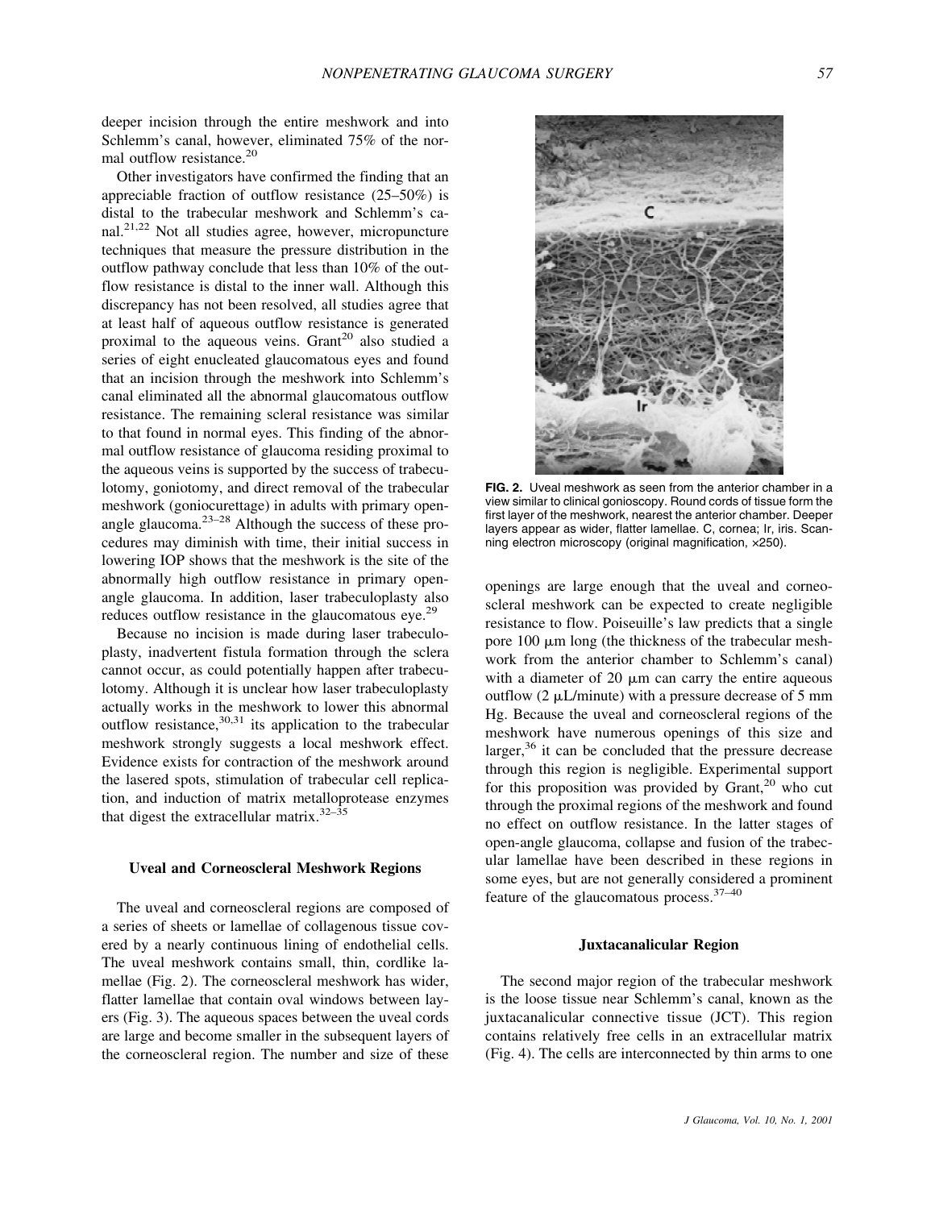deeper incision through the entire meshwork and into Schlemm's canal, however, eliminated 75% of the normal outflow resistance.[20]

Other investigators have confirmed the finding that an appreciable fraction of outflow resistance (25–50%) is distal to the trabecular meshwork and Schlemm's canal.[21,22] Not all studies agree, however, micropuncture techniques that measure the pressure distribution in the outflow pathway conclude that less than 10% of the outflow resistance is distal to the inner wall. Although this discrepancy has not been resolved, all studies agree that at least half of aqueous outflow resistance is generated proximal to the aqueous veins. Grant[20] also studied a series of eight enucleated glaucomatous eyes and found that an incision through the meshwork into Schlemm's canal eliminated all the abnormal glaucomatous outflow resistance. The remaining scleral resistance was similar to that found in normal eyes. This finding of the abnormal outflow resistance of glaucoma residing proximal to the aqueous veins is supported by the success of trabeculotomy, goniotomy, and direct removal of the trabecular meshwork (goniocurettage) in adults with primary open-angle glaucoma.[23–28] Although the success of these procedures may diminish with time, their initial success in lowering IOP shows that the meshwork is the site of the abnormally high outflow resistance in primary open-angle glaucoma. In addition, laser trabeculoplasty also reduces outflow resistance in the glaucomatous eye.[29]

Because no incision is made during laser trabeculoplasty, inadvertent fistula formation through the sclera cannot occur, as could potentially happen after trabeculotomy. Although it is unclear how laser trabeculoplasty actually works in the meshwork to lower this abnormal outflow resistance,[30,31] its application to the trabecular meshwork strongly suggests a local meshwork effect. Evidence exists for contraction of the meshwork around the lasered spots, stimulation of trabecular cell replication, and induction of matrix metalloprotease enzymes that digest the extracellular matrix.[32–35]

### Uveal and Corneoscleral Meshwork Regions

The uveal and corneoscleral regions are composed of a series of sheets or lamellae of collagenous tissue covered by a nearly continuous lining of endothelial cells. The uveal meshwork contains small, thin, cordlike lamellae (Fig. 2). The corneoscleral meshwork has wider, flatter lamellae that contain oval windows between layers (Fig. 3). The aqueous spaces between the uveal cords are large and become smaller in the subsequent layers of the corneoscleral region. The number and size of these openings are large enough that the uveal and corneoscleral meshwork can be expected to create negligible resistance to flow. Poiseuille's law predicts that a single pore 100 μm long (the thickness of the trabecular meshwork from the anterior chamber to Schlemm's canal) with a diameter of 20 μm can carry the entire aqueous outflow (2 μL/minute) with a pressure decrease of 5 mm Hg. Because the uveal and corneoscleral regions of the meshwork have numerous openings of this size and larger,[36] it can be concluded that the pressure decrease through this region is negligible. Experimental support for this proposition was provided by Grant,[20] who cut through the proximal regions of the meshwork and found no effect on outflow resistance. In the latter stages of open-angle glaucoma, collapse and fusion of the trabecular lamellae have been described in these regions in some eyes, but are not generally considered a prominent feature of the glaucomatous process.[37–40]

**FIG. 2.** Uveal meshwork as seen from the anterior chamber in a view similar to clinical gonioscopy. Round cords of tissue form the first layer of the meshwork, nearest the anterior chamber. Deeper layers appear as wider, flatter lamellae. C, cornea; Ir, iris. Scanning electron microscopy (original magnification, ×250).

### Juxtacanalicular Region

The second major region of the trabecular meshwork is the loose tissue near Schlemm's canal, known as the juxtacanalicular connective tissue (JCT). This region contains relatively free cells in an extracellular matrix (Fig. 4). The cells are interconnected by thin arms to one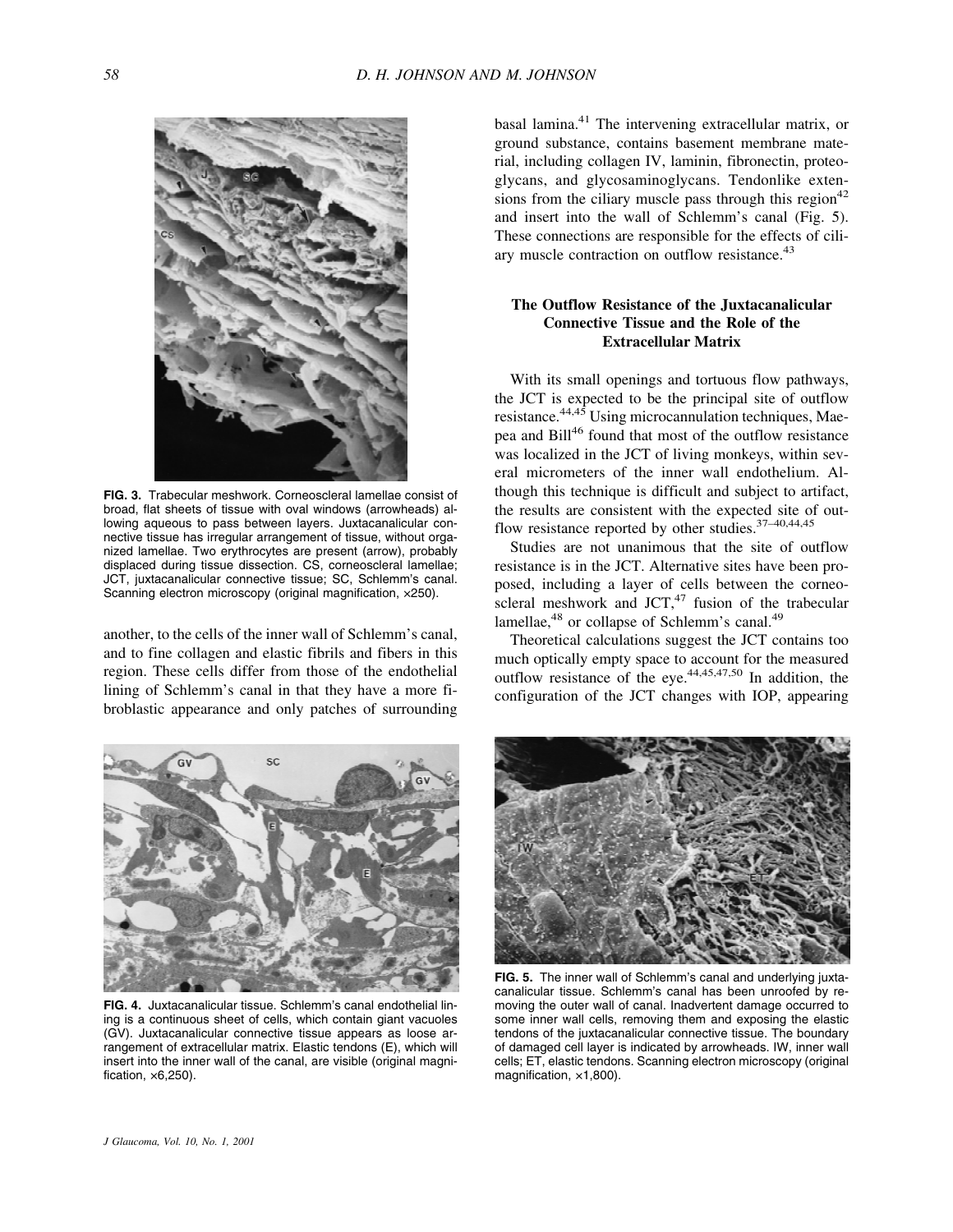FIG. 3. Trabecular meshwork. Corneoscleral lamellae consist of broad, flat sheets of tissue with oval windows (arrowheads) allowing aqueous to pass between layers. Juxtacanalicular connective tissue has irregular arrangement of tissue, without organized lamellae. Two erythrocytes are present (arrow), probably displaced during tissue dissection. CS, corneoscleral lamellae; JCT, juxtacanalicular connective tissue; SC, Schlemm's canal. Scanning electron microscopy (original magnification, ×250).

another, to the cells of the inner wall of Schlemm's canal, and to fine collagen and elastic fibrils and fibers in this region. These cells differ from those of the endothelial lining of Schlemm's canal in that they have a more fibroblastic appearance and only patches of surrounding basal lamina.[41] The intervening extracellular matrix, or ground substance, contains basement membrane material, including collagen IV, laminin, fibronectin, proteoglycans, and glycosaminoglycans. Tendonlike extensions from the ciliary muscle pass through this region[42] and insert into the wall of Schlemm's canal (Fig. 5). These connections are responsible for the effects of ciliary muscle contraction on outflow resistance.[43]

### The Outflow Resistance of the Juxtacanalicular Connective Tissue and the Role of the Extracellular Matrix

With its small openings and tortuous flow pathways, the JCT is expected to be the principal site of outflow resistance.[44,45] Using microcannulation techniques, Maepea and Bill[46] found that most of the outflow resistance was localized in the JCT of living monkeys, within several micrometers of the inner wall endothelium. Although this technique is difficult and subject to artifact, the results are consistent with the expected site of outflow resistance reported by other studies.[37–40,44,45]

Studies are not unanimous that the site of outflow resistance is in the JCT. Alternative sites have been proposed, including a layer of cells between the corneoscleral meshwork and JCT,[47] fusion of the trabecular lamellae,[48] or collapse of Schlemm's canal.[49]

Theoretical calculations suggest the JCT contains too much optically empty space to account for the measured outflow resistance of the eye.[44,45,47,50] In addition, the configuration of the JCT changes with IOP, appearing

FIG. 4. Juxtacanalicular tissue. Schlemm's canal endothelial lining is a continuous sheet of cells, which contain giant vacuoles (GV). Juxtacanalicular connective tissue appears as loose arrangement of extracellular matrix. Elastic tendons (E), which will insert into the inner wall of the canal, are visible (original magnification, ×6,250).

FIG. 5. The inner wall of Schlemm's canal and underlying juxtacanalicular tissue. Schlemm's canal has been unroofed by removing the outer wall of canal. Inadvertent damage occurred to some inner wall cells, removing them and exposing the elastic tendons of the juxtacanalicular connective tissue. The boundary of damaged cell layer is indicated by arrowheads. IW, inner wall cells; ET, elastic tendons. Scanning electron microscopy (original magnification, ×1,800).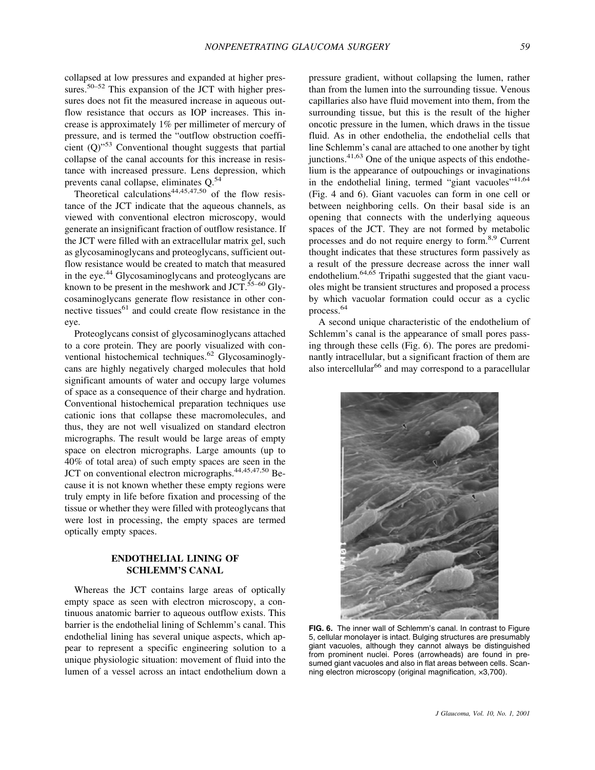collapsed at low pressures and expanded at higher pressures.[50–52] This expansion of the JCT with higher pressures does not fit the measured increase in aqueous outflow resistance that occurs as IOP increases. This increase is approximately 1% per millimeter of mercury of pressure, and is termed the "outflow obstruction coefficient (Q)"[53] Conventional thought suggests that partial collapse of the canal accounts for this increase in resistance with increased pressure. Lens depression, which prevents canal collapse, eliminates Q.[54]

Theoretical calculations[44,45,47,50] of the flow resistance of the JCT indicate that the aqueous channels, as viewed with conventional electron microscopy, would generate an insignificant fraction of outflow resistance. If the JCT were filled with an extracellular matrix gel, such as glycosaminoglycans and proteoglycans, sufficient outflow resistance would be created to match that measured in the eye.[44] Glycosaminoglycans and proteoglycans are known to be present in the meshwork and JCT.[55–60] Glycosaminoglycans generate flow resistance in other connective tissues[61] and could create flow resistance in the eye.

Proteoglycans consist of glycosaminoglycans attached to a core protein. They are poorly visualized with conventional histochemical techniques.[62] Glycosaminoglycans are highly negatively charged molecules that hold significant amounts of water and occupy large volumes of space as a consequence of their charge and hydration. Conventional histochemical preparation techniques use cationic ions that collapse these macromolecules, and thus, they are not well visualized on standard electron micrographs. The result would be large areas of empty space on electron micrographs. Large amounts (up to 40% of total area) of such empty spaces are seen in the JCT on conventional electron micrographs.[44,45,47,50] Because it is not known whether these empty regions were truly empty in life before fixation and processing of the tissue or whether they were filled with proteoglycans that were lost in processing, the empty spaces are termed optically empty spaces.

## ENDOTHELIAL LINING OF SCHLEMM'S CANAL

Whereas the JCT contains large areas of optically empty space as seen with electron microscopy, a continuous anatomic barrier to aqueous outflow exists. This barrier is the endothelial lining of Schlemm's canal. This endothelial lining has several unique aspects, which appear to represent a specific engineering solution to a unique physiologic situation: movement of fluid into the lumen of a vessel across an intact endothelium down a pressure gradient, without collapsing the lumen, rather than from the lumen into the surrounding tissue. Venous capillaries also have fluid movement into them, from the surrounding tissue, but this is the result of the higher oncotic pressure in the lumen, which draws in the tissue fluid. As in other endothelia, the endothelial cells that line Schlemm's canal are attached to one another by tight junctions.[41,63] One of the unique aspects of this endothelium is the appearance of outpouchings or invaginations in the endothelial lining, termed "giant vacuoles"[41,64] (Fig. 4 and 6). Giant vacuoles can form in one cell or between neighboring cells. On their basal side is an opening that connects with the underlying aqueous spaces of the JCT. They are not formed by metabolic processes and do not require energy to form.[8,9] Current thought indicates that these structures form passively as a result of the pressure decrease across the inner wall endothelium.[64,65] Tripathi suggested that the giant vacuoles might be transient structures and proposed a process by which vacuolar formation could occur as a cyclic process.[64]

A second unique characteristic of the endothelium of Schlemm's canal is the appearance of small pores passing through these cells (Fig. 6). The pores are predominantly intracellular, but a significant fraction of them are also intercellular[66] and may correspond to a paracellular

**FIG. 6.** The inner wall of Schlemm's canal. In contrast to Figure 5, cellular monolayer is intact. Bulging structures are presumably giant vacuoles, although they cannot always be distinguished from prominent nuclei. Pores (arrowheads) are found in presumed giant vacuoles and also in flat areas between cells. Scanning electron microscopy (original magnification, ×3,700).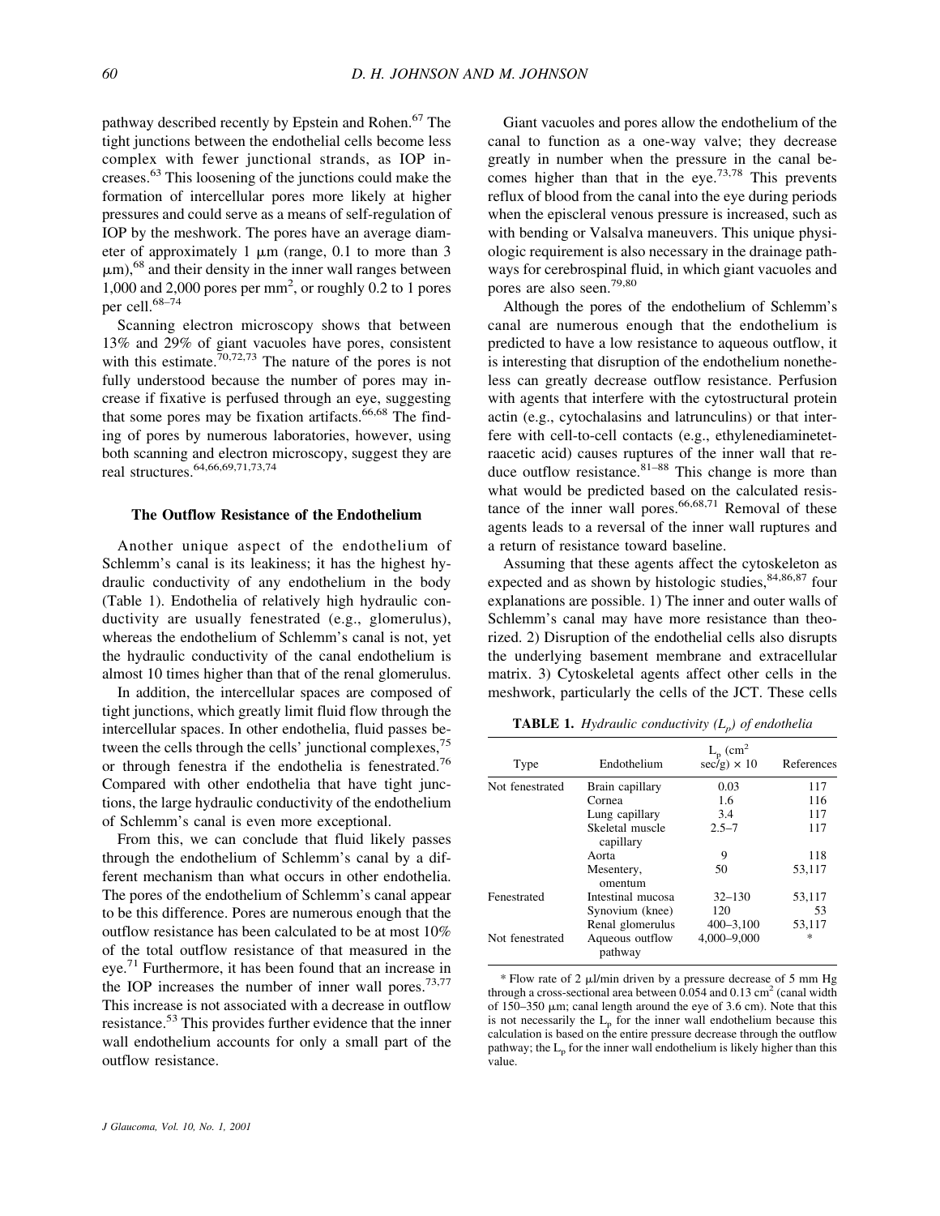pathway described recently by Epstein and Rohen.[67] The tight junctions between the endothelial cells become less complex with fewer junctional strands, as IOP increases.[63] This loosening of the junctions could make the formation of intercellular pores more likely at higher pressures and could serve as a means of self-regulation of IOP by the meshwork. The pores have an average diameter of approximately 1 μm (range, 0.1 to more than 3 μm),[68] and their density in the inner wall ranges between 1,000 and 2,000 pores per mm$^2$, or roughly 0.2 to 1 pores per cell.[68–74]

Scanning electron microscopy shows that between 13% and 29% of giant vacuoles have pores, consistent with this estimate.[70,72,73] The nature of the pores is not fully understood because the number of pores may increase if fixative is perfused through an eye, suggesting that some pores may be fixation artifacts.[66,68] The finding of pores by numerous laboratories, however, using both scanning and electron microscopy, suggest they are real structures.[64,66,69,71,73,74]

### The Outflow Resistance of the Endothelium

Another unique aspect of the endothelium of Schlemm's canal is its leakiness; it has the highest hydraulic conductivity of any endothelium in the body (Table 1). Endothelia of relatively high hydraulic conductivity are usually fenestrated (e.g., glomerulus), whereas the endothelium of Schlemm's canal is not, yet the hydraulic conductivity of the canal endothelium is almost 10 times higher than that of the renal glomerulus.

In addition, the intercellular spaces are composed of tight junctions, which greatly limit fluid flow through the intercellular spaces. In other endothelia, fluid passes between the cells through the cells' junctional complexes,[75] or through fenestra if the endothelia is fenestrated.[76] Compared with other endothelia that have tight junctions, the large hydraulic conductivity of the endothelium of Schlemm's canal is even more exceptional.

From this, we can conclude that fluid likely passes through the endothelium of Schlemm's canal by a different mechanism than what occurs in other endothelia. The pores of the endothelium of Schlemm's canal appear to be this difference. Pores are numerous enough that the outflow resistance has been calculated to be at most 10% of the total outflow resistance of that measured in the eye.[71] Furthermore, it has been found that an increase in the IOP increases the number of inner wall pores.[73,77] This increase is not associated with a decrease in outflow resistance.[53] This provides further evidence that the inner wall endothelium accounts for only a small part of the outflow resistance.

Giant vacuoles and pores allow the endothelium of the canal to function as a one-way valve; they decrease greatly in number when the pressure in the canal becomes higher than that in the eye.[73,78] This prevents reflux of blood from the canal into the eye during periods when the episcleral venous pressure is increased, such as with bending or Valsalva maneuvers. This unique physiologic requirement is also necessary in the drainage pathways for cerebrospinal fluid, in which giant vacuoles and pores are also seen.[79,80]

Although the pores of the endothelium of Schlemm's canal are numerous enough that the endothelium is predicted to have a low resistance to aqueous outflow, it is interesting that disruption of the endothelium nonetheless can greatly decrease outflow resistance. Perfusion with agents that interfere with the cytostructural protein actin (e.g., cytochalasins and latrunculins) or that interfere with cell-to-cell contacts (e.g., ethylenediaminetetraacetic acid) causes ruptures of the inner wall that reduce outflow resistance.[81–88] This change is more than what would be predicted based on the calculated resistance of the inner wall pores.[66,68,71] Removal of these agents leads to a reversal of the inner wall ruptures and a return of resistance toward baseline.

Assuming that these agents affect the cytoskeleton as expected and as shown by histologic studies,[84,86,87] four explanations are possible. 1) The inner and outer walls of Schlemm's canal may have more resistance than theorized. 2) Disruption of the endothelial cells also disrupts the underlying basement membrane and extracellular matrix. 3) Cytoskeletal agents affect other cells in the meshwork, particularly the cells of the JCT. These cells

**TABLE 1.** *Hydraulic conductivity ($L_p$) of endothelia*

| Type | Endothelium | $L_p$ (cm$^2$ sec/g) × 10 | References |
|---|---|---|---|
| Not fenestrated | Brain capillary | 0.03 | 117 |
| | Cornea | 1.6 | 116 |
| | Lung capillary | 3.4 | 117 |
| | Skeletal muscle capillary | 2.5–7 | 117 |
| | Aorta | 9 | 118 |
| | Mesentery, omentum | 50 | 53,117 |
| Fenestrated | Intestinal mucosa | 32–130 | 53,117 |
| | Synovium (knee) | 120 | 53 |
| | Renal glomerulus | 400–3,100 | 53,117 |
| Not fenestrated | Aqueous outflow pathway | 4,000–9,000 | * |

* Flow rate of 2 μl/min driven by a pressure decrease of 5 mm Hg through a cross-sectional area between 0.054 and 0.13 cm$^2$ (canal width of 150–350 μm; canal length around the eye of 3.6 cm). Note that this is not necessarily the $L_p$ for the inner wall endothelium because this calculation is based on the entire pressure decrease through the outflow pathway; the $L_p$ for the inner wall endothelium is likely higher than this value.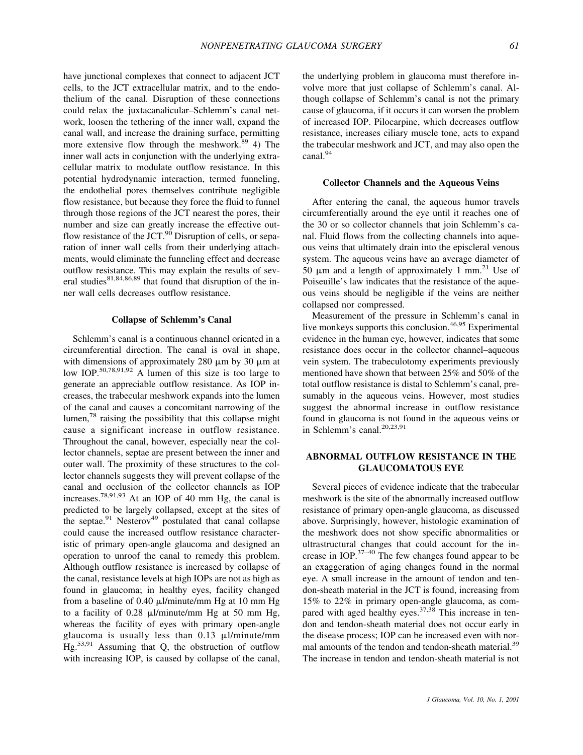have junctional complexes that connect to adjacent JCT cells, to the JCT extracellular matrix, and to the endothelium of the canal. Disruption of these connections could relax the juxtacanalicular–Schlemm's canal network, loosen the tethering of the inner wall, expand the canal wall, and increase the draining surface, permitting more extensive flow through the meshwork.[89] 4) The inner wall acts in conjunction with the underlying extracellular matrix to modulate outflow resistance. In this potential hydrodynamic interaction, termed funneling, the endothelial pores themselves contribute negligible flow resistance, but because they force the fluid to funnel through those regions of the JCT nearest the pores, their number and size can greatly increase the effective outflow resistance of the JCT.[90] Disruption of cells, or separation of inner wall cells from their underlying attachments, would eliminate the funneling effect and decrease outflow resistance. This may explain the results of several studies[81,84,86,89] that found that disruption of the inner wall cells decreases outflow resistance.

### Collapse of Schlemm's Canal

Schlemm's canal is a continuous channel oriented in a circumferential direction. The canal is oval in shape, with dimensions of approximately 280 μm by 30 μm at low IOP.[50,78,91,92] A lumen of this size is too large to generate an appreciable outflow resistance. As IOP increases, the trabecular meshwork expands into the lumen of the canal and causes a concomitant narrowing of the lumen,[78] raising the possibility that this collapse might cause a significant increase in outflow resistance. Throughout the canal, however, especially near the collector channels, septae are present between the inner and outer wall. The proximity of these structures to the collector channels suggests they will prevent collapse of the canal and occlusion of the collector channels as IOP increases.[78,91,93] At an IOP of 40 mm Hg, the canal is predicted to be largely collapsed, except at the sites of the septae.[91] Nesterov[49] postulated that canal collapse could cause the increased outflow resistance characteristic of primary open-angle glaucoma and designed an operation to unroof the canal to remedy this problem. Although outflow resistance is increased by collapse of the canal, resistance levels at high IOPs are not as high as found in glaucoma; in healthy eyes, facility changed from a baseline of 0.40 μl/minute/mm Hg at 10 mm Hg to a facility of 0.28 μl/minute/mm Hg at 50 mm Hg, whereas the facility of eyes with primary open-angle glaucoma is usually less than 0.13 μl/minute/mm Hg.[53,91] Assuming that Q, the obstruction of outflow with increasing IOP, is caused by collapse of the canal, the underlying problem in glaucoma must therefore involve more that just collapse of Schlemm's canal. Although collapse of Schlemm's canal is not the primary cause of glaucoma, if it occurs it can worsen the problem of increased IOP. Pilocarpine, which decreases outflow resistance, increases ciliary muscle tone, acts to expand the trabecular meshwork and JCT, and may also open the canal.[94]

### Collector Channels and the Aqueous Veins

After entering the canal, the aqueous humor travels circumferentially around the eye until it reaches one of the 30 or so collector channels that join Schlemm's canal. Fluid flows from the collecting channels into aqueous veins that ultimately drain into the episcleral venous system. The aqueous veins have an average diameter of 50 μm and a length of approximately 1 mm.[21] Use of Poiseuille's law indicates that the resistance of the aqueous veins should be negligible if the veins are neither collapsed nor compressed.

Measurement of the pressure in Schlemm's canal in live monkeys supports this conclusion.[46,95] Experimental evidence in the human eye, however, indicates that some resistance does occur in the collector channel–aqueous vein system. The trabeculotomy experiments previously mentioned have shown that between 25% and 50% of the total outflow resistance is distal to Schlemm's canal, presumably in the aqueous veins. However, most studies suggest the abnormal increase in outflow resistance found in glaucoma is not found in the aqueous veins or in Schlemm's canal.[20,23,91]

## ABNORMAL OUTFLOW RESISTANCE IN THE GLAUCOMATOUS EYE

Several pieces of evidence indicate that the trabecular meshwork is the site of the abnormally increased outflow resistance of primary open-angle glaucoma, as discussed above. Surprisingly, however, histologic examination of the meshwork does not show specific abnormalities or ultrastructural changes that could account for the increase in IOP.[37–40] The few changes found appear to be an exaggeration of aging changes found in the normal eye. A small increase in the amount of tendon and tendon-sheath material in the JCT is found, increasing from 15% to 22% in primary open-angle glaucoma, as compared with aged healthy eyes.[37,38] This increase in tendon and tendon-sheath material does not occur early in the disease process; IOP can be increased even with normal amounts of the tendon and tendon-sheath material.[39] The increase in tendon and tendon-sheath material is not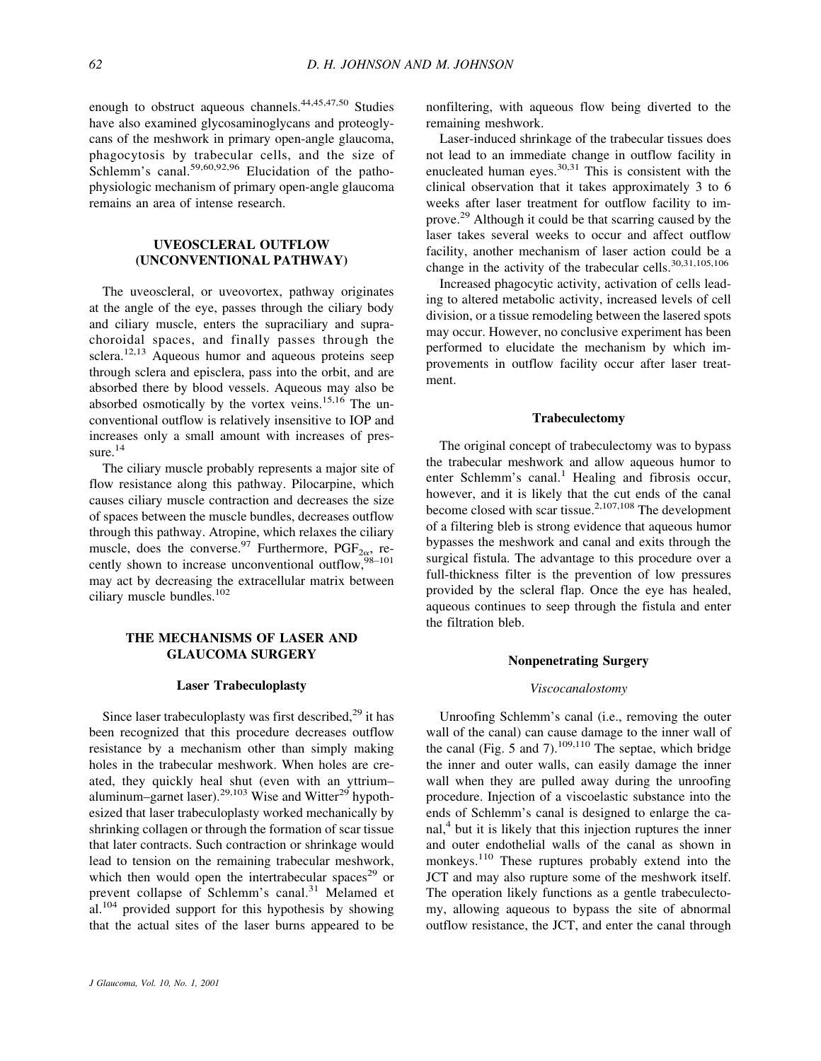enough to obstruct aqueous channels.[44,45,47,50] Studies have also examined glycosaminoglycans and proteoglycans of the meshwork in primary open-angle glaucoma, phagocytosis by trabecular cells, and the size of Schlemm's canal.[59,60,92,96] Elucidation of the pathophysiologic mechanism of primary open-angle glaucoma remains an area of intense research.

## UVEOSCLERAL OUTFLOW (UNCONVENTIONAL PATHWAY)

The uveoscleral, or uveovortex, pathway originates at the angle of the eye, passes through the ciliary body and ciliary muscle, enters the supraciliary and suprachoroidal spaces, and finally passes through the sclera.[12,13] Aqueous humor and aqueous proteins seep through sclera and episclera, pass into the orbit, and are absorbed there by blood vessels. Aqueous may also be absorbed osmotically by the vortex veins.[15,16] The unconventional outflow is relatively insensitive to IOP and increases only a small amount with increases of pressure.[14]

The ciliary muscle probably represents a major site of flow resistance along this pathway. Pilocarpine, which causes ciliary muscle contraction and decreases the size of spaces between the muscle bundles, decreases outflow through this pathway. Atropine, which relaxes the ciliary muscle, does the converse.[97] Furthermore, $PGF_{2\alpha}$, recently shown to increase unconventional outflow,[98–101] may act by decreasing the extracellular matrix between ciliary muscle bundles.[102]

## THE MECHANISMS OF LASER AND GLAUCOMA SURGERY

### Laser Trabeculoplasty

Since laser trabeculoplasty was first described,[29] it has been recognized that this procedure decreases outflow resistance by a mechanism other than simply making holes in the trabecular meshwork. When holes are created, they quickly heal shut (even with an yttrium–aluminum–garnet laser).[29,103] Wise and Witter[29] hypothesized that laser trabeculoplasty worked mechanically by shrinking collagen or through the formation of scar tissue that later contracts. Such contraction or shrinkage would lead to tension on the remaining trabecular meshwork, which then would open the intertrabecular spaces[29] or prevent collapse of Schlemm's canal.[31] Melamed et al.[104] provided support for this hypothesis by showing that the actual sites of the laser burns appeared to be nonfiltering, with aqueous flow being diverted to the remaining meshwork.

Laser-induced shrinkage of the trabecular tissues does not lead to an immediate change in outflow facility in enucleated human eyes.[30,31] This is consistent with the clinical observation that it takes approximately 3 to 6 weeks after laser treatment for outflow facility to improve.[29] Although it could be that scarring caused by the laser takes several weeks to occur and affect outflow facility, another mechanism of laser action could be a change in the activity of the trabecular cells.[30,31,105,106]

Increased phagocytic activity, activation of cells leading to altered metabolic activity, increased levels of cell division, or a tissue remodeling between the lasered spots may occur. However, no conclusive experiment has been performed to elucidate the mechanism by which improvements in outflow facility occur after laser treatment.

### Trabeculectomy

The original concept of trabeculectomy was to bypass the trabecular meshwork and allow aqueous humor to enter Schlemm's canal.[1] Healing and fibrosis occur, however, and it is likely that the cut ends of the canal become closed with scar tissue.[2,107,108] The development of a filtering bleb is strong evidence that aqueous humor bypasses the meshwork and canal and exits through the surgical fistula. The advantage to this procedure over a full-thickness filter is the prevention of low pressures provided by the scleral flap. Once the eye has healed, aqueous continues to seep through the fistula and enter the filtration bleb.

### Nonpenetrating Surgery

#### *Viscocanalostomy*

Unroofing Schlemm's canal (i.e., removing the outer wall of the canal) can cause damage to the inner wall of the canal (Fig. 5 and 7).[109,110] The septae, which bridge the inner and outer walls, can easily damage the inner wall when they are pulled away during the unroofing procedure. Injection of a viscoelastic substance into the ends of Schlemm's canal is designed to enlarge the canal,[4] but it is likely that this injection ruptures the inner and outer endothelial walls of the canal as shown in monkeys.[110] These ruptures probably extend into the JCT and may also rupture some of the meshwork itself. The operation likely functions as a gentle trabeculectomy, allowing aqueous to bypass the site of abnormal outflow resistance, the JCT, and enter the canal through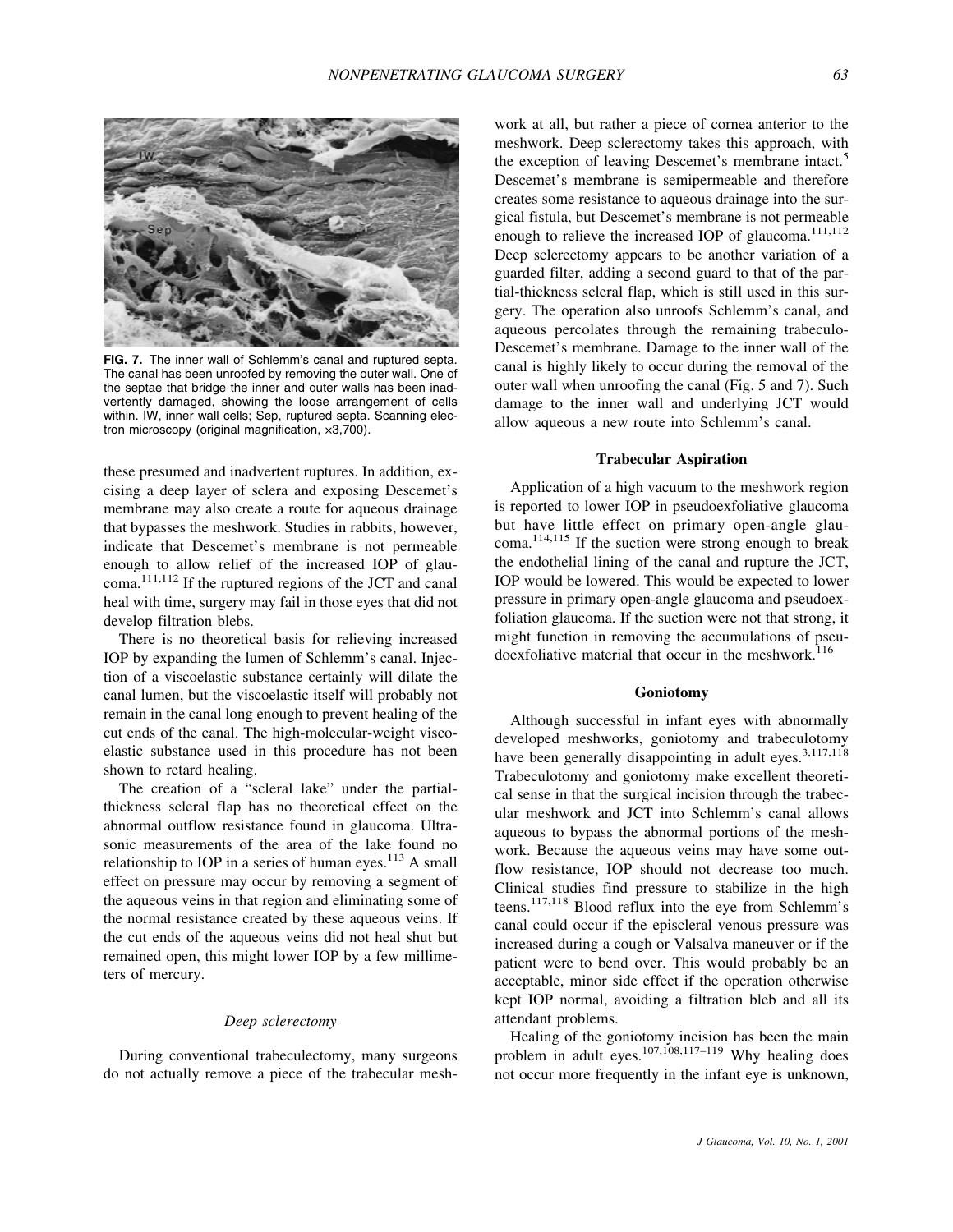FIG. 7. The inner wall of Schlemm's canal and ruptured septa. The canal has been unroofed by removing the outer wall. One of the septae that bridge the inner and outer walls has been inadvertently damaged, showing the loose arrangement of cells within. IW, inner wall cells; Sep, ruptured septa. Scanning electron microscopy (original magnification, ×3,700).

these presumed and inadvertent ruptures. In addition, excising a deep layer of sclera and exposing Descemet's membrane may also create a route for aqueous drainage that bypasses the meshwork. Studies in rabbits, however, indicate that Descemet's membrane is not permeable enough to allow relief of the increased IOP of glaucoma.[111,112] If the ruptured regions of the JCT and canal heal with time, surgery may fail in those eyes that did not develop filtration blebs.

There is no theoretical basis for relieving increased IOP by expanding the lumen of Schlemm's canal. Injection of a viscoelastic substance certainly will dilate the canal lumen, but the viscoelastic itself will probably not remain in the canal long enough to prevent healing of the cut ends of the canal. The high-molecular-weight viscoelastic substance used in this procedure has not been shown to retard healing.

The creation of a "scleral lake" under the partial-thickness scleral flap has no theoretical effect on the abnormal outflow resistance found in glaucoma. Ultrasonic measurements of the area of the lake found no relationship to IOP in a series of human eyes.[113] A small effect on pressure may occur by removing a segment of the aqueous veins in that region and eliminating some of the normal resistance created by these aqueous veins. If the cut ends of the aqueous veins did not heal shut but remained open, this might lower IOP by a few millimeters of mercury.

### *Deep sclerectomy*

During conventional trabeculectomy, many surgeons do not actually remove a piece of the trabecular meshwork at all, but rather a piece of cornea anterior to the meshwork. Deep sclerectomy takes this approach, with the exception of leaving Descemet's membrane intact.[5] Descemet's membrane is semipermeable and therefore creates some resistance to aqueous drainage into the surgical fistula, but Descemet's membrane is not permeable enough to relieve the increased IOP of glaucoma.[111,112] Deep sclerectomy appears to be another variation of a guarded filter, adding a second guard to that of the partial-thickness scleral flap, which is still used in this surgery. The operation also unroofs Schlemm's canal, and aqueous percolates through the remaining trabeculo-Descemet's membrane. Damage to the inner wall of the canal is highly likely to occur during the removal of the outer wall when unroofing the canal (Fig. 5 and 7). Such damage to the inner wall and underlying JCT would allow aqueous a new route into Schlemm's canal.

## Trabecular Aspiration

Application of a high vacuum to the meshwork region is reported to lower IOP in pseudoexfoliative glaucoma but have little effect on primary open-angle glaucoma.[114,115] If the suction were strong enough to break the endothelial lining of the canal and rupture the JCT, IOP would be lowered. This would be expected to lower pressure in primary open-angle glaucoma and pseudoexfoliation glaucoma. If the suction were not that strong, it might function in removing the accumulations of pseudoexfoliative material that occur in the meshwork.[116]

## Goniotomy

Although successful in infant eyes with abnormally developed meshworks, goniotomy and trabeculotomy have been generally disappointing in adult eyes.[3,117,118] Trabeculotomy and goniotomy make excellent theoretical sense in that the surgical incision through the trabecular meshwork and JCT into Schlemm's canal allows aqueous to bypass the abnormal portions of the meshwork. Because the aqueous veins may have some outflow resistance, IOP should not decrease too much. Clinical studies find pressure to stabilize in the high teens.[117,118] Blood reflux into the eye from Schlemm's canal could occur if the episcleral venous pressure was increased during a cough or Valsalva maneuver or if the patient were to bend over. This would probably be an acceptable, minor side effect if the operation otherwise kept IOP normal, avoiding a filtration bleb and all its attendant problems.

Healing of the goniotomy incision has been the main problem in adult eyes.[107,108,117–119] Why healing does not occur more frequently in the infant eye is unknown,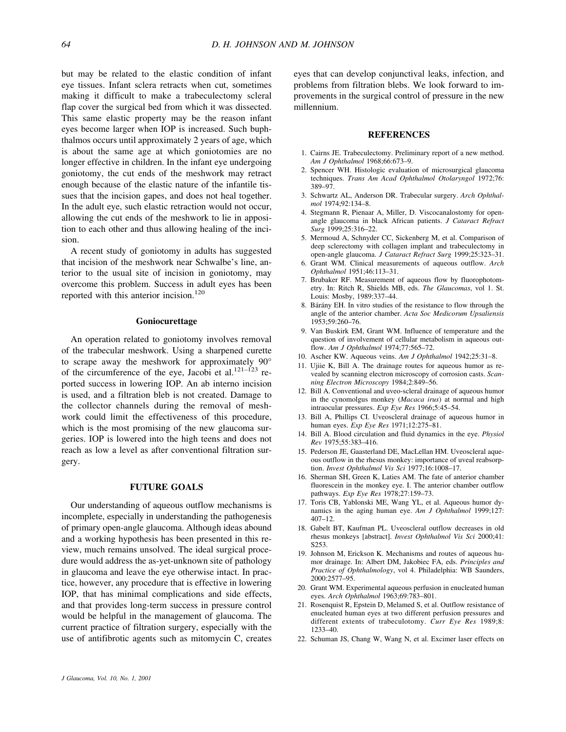but may be related to the elastic condition of infant eye tissues. Infant sclera retracts when cut, sometimes making it difficult to make a trabeculectomy scleral flap cover the surgical bed from which it was dissected. This same elastic property may be the reason infant eyes become larger when IOP is increased. Such buphthalmos occurs until approximately 2 years of age, which is about the same age at which goniotomies are no longer effective in children. In the infant eye undergoing goniotomy, the cut ends of the meshwork may retract enough because of the elastic nature of the infantile tissues that the incision gapes, and does not heal together. In the adult eye, such elastic retraction would not occur, allowing the cut ends of the meshwork to lie in apposition to each other and thus allowing healing of the incision.

A recent study of goniotomy in adults has suggested that incision of the meshwork near Schwalbe's line, anterior to the usual site of incision in goniotomy, may overcome this problem. Success in adult eyes has been reported with this anterior incision.[120]

### Goniocurettage

An operation related to goniotomy involves removal of the trabecular meshwork. Using a sharpened curette to scrape away the meshwork for approximately 90° of the circumference of the eye, Jacobi et al.[121–123] reported success in lowering IOP. An ab interno incision is used, and a filtration bleb is not created. Damage to the collector channels during the removal of meshwork could limit the effectiveness of this procedure, which is the most promising of the new glaucoma surgeries. IOP is lowered into the high teens and does not reach as low a level as after conventional filtration surgery.

## FUTURE GOALS

Our understanding of aqueous outflow mechanisms is incomplete, especially in understanding the pathogenesis of primary open-angle glaucoma. Although ideas abound and a working hypothesis has been presented in this review, much remains unsolved. The ideal surgical procedure would address the as-yet-unknown site of pathology in glaucoma and leave the eye otherwise intact. In practice, however, any procedure that is effective in lowering IOP, that has minimal complications and side effects, and that provides long-term success in pressure control would be helpful in the management of glaucoma. The current practice of filtration surgery, especially with the use of antifibrotic agents such as mitomycin C, creates eyes that can develop conjunctival leaks, infection, and problems from filtration blebs. We look forward to improvements in the surgical control of pressure in the new millennium.

## REFERENCES

1. Cairns JE. Trabeculectomy. Preliminary report of a new method. *Am J Ophthalmol* 1968;66:673–9.
2. Spencer WH. Histologic evaluation of microsurgical glaucoma techniques. *Trans Am Acad Ophthalmol Otolaryngol* 1972;76:389–97.
3. Schwartz AL, Anderson DR. Trabecular surgery. *Arch Ophthalmol* 1974;92:134–8.
4. Stegmann R, Pienaar A, Miller, D. Viscocanalostomy for open-angle glaucoma in black African patients. *J Cataract Refract Surg* 1999;25:316–22.
5. Mermoud A, Schnyder CC, Sickenberg M, et al. Comparison of deep sclerectomy with collagen implant and trabeculectomy in open-angle glaucoma. *J Cataract Refract Surg* 1999;25:323–31.
6. Grant WM. Clinical measurements of aqueous outflow. *Arch Ophthalmol* 1951;46:113–31.
7. Brubaker RF. Measurement of aqueous flow by fluorophotometry. In: Ritch R, Shields MB, eds. *The Glaucomas*, vol 1. St. Louis: Mosby, 1989:337–44.
8. Bárány EH. In vitro studies of the resistance to flow through the angle of the anterior chamber. *Acta Soc Medicorum Upsaliensis* 1953;59:260–76.
9. Van Buskirk EM, Grant WM. Influence of temperature and the question of involvement of cellular metabolism in aqueous outflow. *Am J Ophthalmol* 1974;77:565–72.
10. Ascher KW. Aqueous veins. *Am J Ophthalmol* 1942;25:31–8.
11. Ujiie K, Bill A. The drainage routes for aqueous humor as revealed by scanning electron microscopy of corrosion casts. *Scanning Electron Microscopy* 1984;2:849–56.
12. Bill A. Conventional and uveo-scleral drainage of aqueous humor in the cynomolgus monkey (*Macaca irus*) at normal and high intraocular pressures. *Exp Eye Res* 1966;5:45–54.
13. Bill A, Phillips CI. Uveoscleral drainage of aqueous humor in human eyes. *Exp Eye Res* 1971;12:275–81.
14. Bill A. Blood circulation and fluid dynamics in the eye. *Physiol Rev* 1975;55:383–416.
15. Pederson JE, Gaasterland DE, MacLellan HM. Uveoscleral aqueous outflow in the rhesus monkey: importance of uveal reabsorption. *Invest Ophthalmol Vis Sci* 1977;16:1008–17.
16. Sherman SH, Green K, Laties AM. The fate of anterior chamber fluorescein in the monkey eye. I. The anterior chamber outflow pathways. *Exp Eye Res* 1978;27:159–73.
17. Toris CB, Yablonski ME, Wang YL, et al. Aqueous humor dynamics in the aging human eye. *Am J Ophthalmol* 1999;127:407–12.
18. Gabelt BT, Kaufman PL. Uveoscleral outflow decreases in old rhesus monkeys [abstract]. *Invest Ophthalmol Vis Sci* 2000;41:S253.
19. Johnson M, Erickson K. Mechanisms and routes of aqueous humor drainage. In: Albert DM, Jakobiec FA, eds. *Principles and Practice of Ophthalmology*, vol 4. Philadelphia: WB Saunders, 2000:2577–95.
20. Grant WM. Experimental aqueous perfusion in enucleated human eyes. *Arch Ophthalmol* 1963;69:783–801.
21. Rosenquist R, Epstein D, Melamed S, et al. Outflow resistance of enucleated human eyes at two different perfusion pressures and different extents of trabeculotomy. *Curr Eye Res* 1989;8:1233–40.
22. Schuman JS, Chang W, Wang N, et al. Excimer laser effects on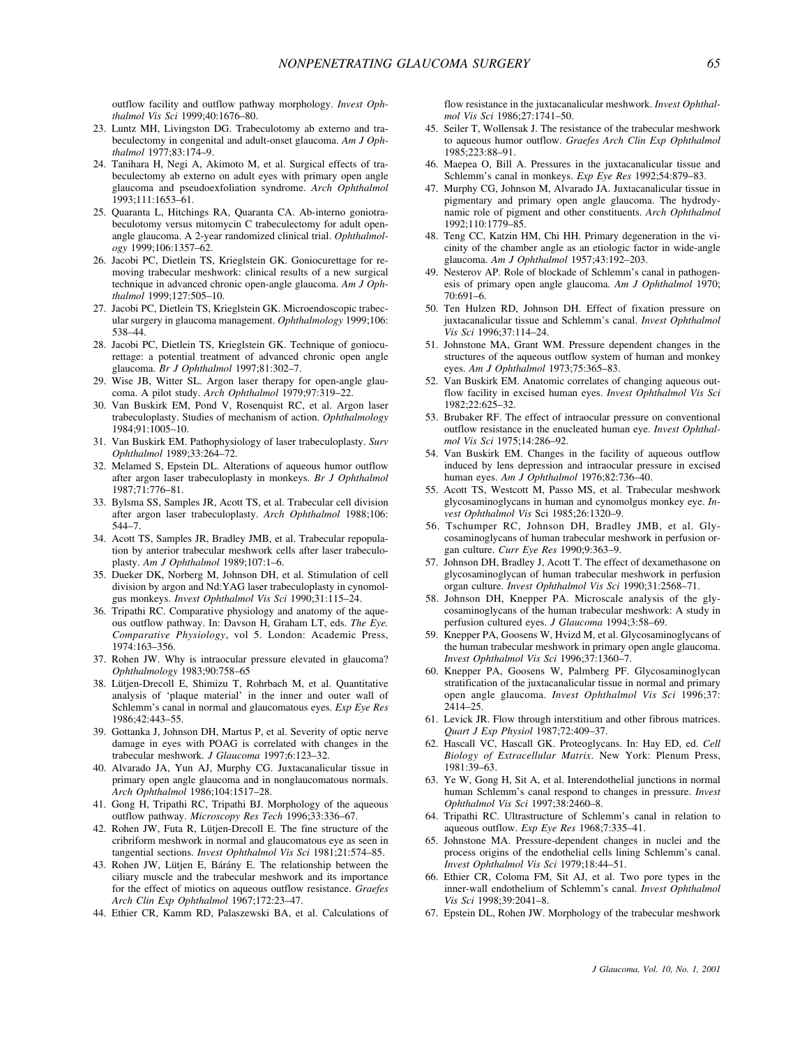outflow facility and outflow pathway morphology. *Invest Ophthalmol Vis Sci* 1999;40:1676–80.

23. Luntz MH, Livingston DG. Trabeculotomy ab externo and trabeculectomy in congenital and adult-onset glaucoma. *Am J Ophthalmol* 1977;83:174–9.
24. Tanihara H, Negi A, Akimoto M, et al. Surgical effects of trabeculectomy ab externo on adult eyes with primary open angle glaucoma and pseudoexfoliation syndrome. *Arch Ophthalmol* 1993;111:1653–61.
25. Quaranta L, Hitchings RA, Quaranta CA. Ab-interno goniotrabeculotomy versus mitomycin C trabeculectomy for adult open-angle glaucoma. A 2-year randomized clinical trial. *Ophthalmology* 1999;106:1357–62.
26. Jacobi PC, Dietlein TS, Krieglstein GK. Goniocurettage for removing trabecular meshwork: clinical results of a new surgical technique in advanced chronic open-angle glaucoma. *Am J Ophthalmol* 1999;127:505–10.
27. Jacobi PC, Dietlein TS, Krieglstein GK. Microendoscopic trabecular surgery in glaucoma management. *Ophthalmology* 1999;106: 538–44.
28. Jacobi PC, Dietlein TS, Krieglstein GK. Technique of goniocurettage: a potential treatment of advanced chronic open angle glaucoma. *Br J Ophthalmol* 1997;81:302–7.
29. Wise JB, Witter SL. Argon laser therapy for open-angle glaucoma. A pilot study. *Arch Ophthalmol* 1979;97:319–22.
30. Van Buskirk EM, Pond V, Rosenquist RC, et al. Argon laser trabeculoplasty. Studies of mechanism of action. *Ophthalmology* 1984;91:1005–10.
31. Van Buskirk EM. Pathophysiology of laser trabeculoplasty. *Surv Ophthalmol* 1989;33:264–72.
32. Melamed S, Epstein DL. Alterations of aqueous humor outflow after argon laser trabeculoplasty in monkeys. *Br J Ophthalmol* 1987;71:776–81.
33. Bylsma SS, Samples JR, Acott TS, et al. Trabecular cell division after argon laser trabeculoplasty. *Arch Ophthalmol* 1988;106: 544–7.
34. Acott TS, Samples JR, Bradley JMB, et al. Trabecular repopulation by anterior trabecular meshwork cells after laser trabeculoplasty. *Am J Ophthalmol* 1989;107:1–6.
35. Dueker DK, Norberg M, Johnson DH, et al. Stimulation of cell division by argon and Nd:YAG laser trabeculoplasty in cynomolgus monkeys. *Invest Ophthalmol Vis Sci* 1990;31:115–24.
36. Tripathi RC. Comparative physiology and anatomy of the aqueous outflow pathway. In: Davson H, Graham LT, eds. *The Eye. Comparative Physiology*, vol 5. London: Academic Press, 1974:163–356.
37. Rohen JW. Why is intraocular pressure elevated in glaucoma? *Ophthalmology* 1983;90:758–65
38. Lütjen-Drecoll E, Shimizu T, Rohrbach M, et al. Quantitative analysis of 'plaque material' in the inner and outer wall of Schlemm's canal in normal and glaucomatous eyes. *Exp Eye Res* 1986;42:443–55.
39. Gottanka J, Johnson DH, Martus P, et al. Severity of optic nerve damage in eyes with POAG is correlated with changes in the trabecular meshwork. *J Glaucoma* 1997;6:123–32.
40. Alvarado JA, Yun AJ, Murphy CG. Juxtacanalicular tissue in primary open angle glaucoma and in nonglaucomatous normals. *Arch Ophthalmol* 1986;104:1517–28.
41. Gong H, Tripathi RC, Tripathi BJ. Morphology of the aqueous outflow pathway. *Microscopy Res Tech* 1996;33:336–67.
42. Rohen JW, Futa R, Lütjen-Drecoll E. The fine structure of the cribriform meshwork in normal and glaucomatous eye as seen in tangential sections. *Invest Ophthalmol Vis Sci* 1981;21:574–85.
43. Rohen JW, Lütjen E, Bárány E. The relationship between the ciliary muscle and the trabecular meshwork and its importance for the effect of miotics on aqueous outflow resistance. *Graefes Arch Clin Exp Ophthalmol* 1967;172:23–47.
44. Ethier CR, Kamm RD, Palaszewski BA, et al. Calculations of flow resistance in the juxtacanalicular meshwork. *Invest Ophthalmol Vis Sci* 1986;27:1741–50.
45. Seiler T, Wollensak J. The resistance of the trabecular meshwork to aqueous humor outflow. *Graefes Arch Clin Exp Ophthalmol* 1985;223:88–91.
46. Maepea O, Bill A. Pressures in the juxtacanalicular tissue and Schlemm's canal in monkeys. *Exp Eye Res* 1992;54:879–83.
47. Murphy CG, Johnson M, Alvarado JA. Juxtacanalicular tissue in pigmentary and primary open angle glaucoma. The hydrodynamic role of pigment and other constituents. *Arch Ophthalmol* 1992;110:1779–85.
48. Teng CC, Katzin HM, Chi HH. Primary degeneration in the vicinity of the chamber angle as an etiologic factor in wide-angle glaucoma. *Am J Ophthalmol* 1957;43:192–203.
49. Nesterov AP. Role of blockade of Schlemm's canal in pathogenesis of primary open angle glaucoma. *Am J Ophthalmol* 1970; 70:691–6.
50. Ten Hulzen RD, Johnson DH. Effect of fixation pressure on juxtacanalicular tissue and Schlemm's canal. *Invest Ophthalmol Vis Sci* 1996;37:114–24.
51. Johnstone MA, Grant WM. Pressure dependent changes in the structures of the aqueous outflow system of human and monkey eyes. *Am J Ophthalmol* 1973;75:365–83.
52. Van Buskirk EM. Anatomic correlates of changing aqueous outflow facility in excised human eyes. *Invest Ophthalmol Vis Sci* 1982;22:625–32.
53. Brubaker RF. The effect of intraocular pressure on conventional outflow resistance in the enucleated human eye. *Invest Ophthalmol Vis Sci* 1975;14:286–92.
54. Van Buskirk EM. Changes in the facility of aqueous outflow induced by lens depression and intraocular pressure in excised human eyes. *Am J Ophthalmol* 1976;82:736–40.
55. Acott TS, Westcott M, Passo MS, et al. Trabecular meshwork glycosaminoglycans in human and cynomolgus monkey eye. *Invest Ophthalmol Vis* Sci 1985;26:1320–9.
56. Tschumper RC, Johnson DH, Bradley JMB, et al. Glycosaminoglycans of human trabecular meshwork in perfusion organ culture. *Curr Eye Res* 1990;9:363–9.
57. Johnson DH, Bradley J, Acott T. The effect of dexamethasone on glycosaminoglycan of human trabecular meshwork in perfusion organ culture. *Invest Ophthalmol Vis Sci* 1990;31:2568–71.
58. Johnson DH, Knepper PA. Microscale analysis of the glycosaminoglycans of the human trabecular meshwork: A study in perfusion cultured eyes. *J Glaucoma* 1994;3:58–69.
59. Knepper PA, Goosens W, Hvizd M, et al. Glycosaminoglycans of the human trabecular meshwork in primary open angle glaucoma. *Invest Ophthalmol Vis Sci* 1996;37:1360–7.
60. Knepper PA, Goosens W, Palmberg PF. Glycosaminoglycan stratification of the juxtacanalicular tissue in normal and primary open angle glaucoma. *Invest Ophthalmol Vis Sci* 1996;37: 2414–25.
61. Levick JR. Flow through interstitium and other fibrous matrices. *Quart J Exp Physiol* 1987;72:409–37.
62. Hascall VC, Hascall GK. Proteoglycans. In: Hay ED, ed. *Cell Biology of Extracellular Matrix*. New York: Plenum Press, 1981:39–63.
63. Ye W, Gong H, Sit A, et al. Interendothelial junctions in normal human Schlemm's canal respond to changes in pressure. *Invest Ophthalmol Vis Sci* 1997;38:2460–8.
64. Tripathi RC. Ultrastructure of Schlemm's canal in relation to aqueous outflow. *Exp Eye Res* 1968;7:335–41.
65. Johnstone MA. Pressure-dependent changes in nuclei and the process origins of the endothelial cells lining Schlemm's canal. *Invest Ophthalmol Vis Sci* 1979;18:44–51.
66. Ethier CR, Coloma FM, Sit AJ, et al. Two pore types in the inner-wall endothelium of Schlemm's canal. *Invest Ophthalmol Vis Sci* 1998;39:2041–8.
67. Epstein DL, Rohen JW. Morphology of the trabecular meshwork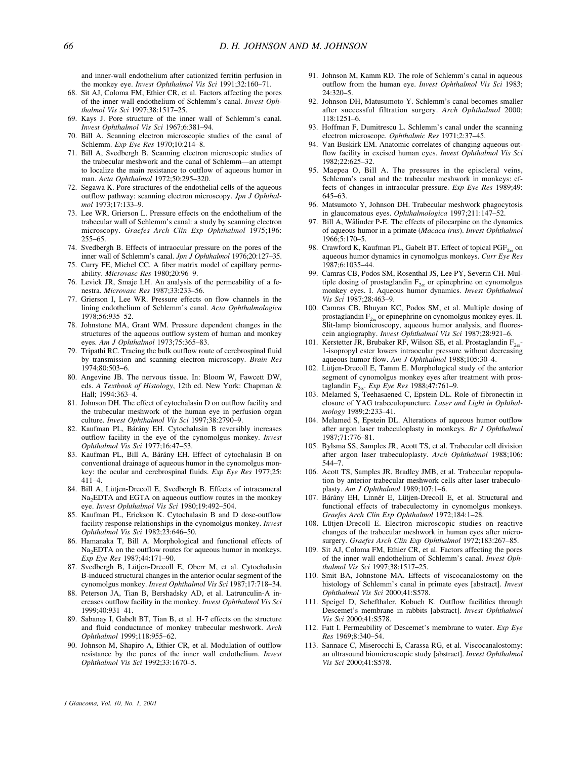and inner-wall endothelium after cationized ferritin perfusion in the monkey eye. *Invest Ophthalmol Vis Sci* 1991;32:160–71.

68. Sit AJ, Coloma FM, Ethier CR, et al. Factors affecting the pores of the inner wall endothelium of Schlemm's canal. *Invest Ophthalmol Vis Sci* 1997;38:1517–25.
69. Kays J. Pore structure of the inner wall of Schlemm's canal. *Invest Ophthalmol Vis Sci* 1967;6:381–94.
70. Bill A. Scanning electron microscopic studies of the canal of Schlemm. *Exp Eye Res* 1970;10:214–8.
71. Bill A, Svedbergh B. Scanning electron microscopic studies of the trabecular meshwork and the canal of Schlemm—an attempt to localize the main resistance to outflow of aqueous humor in man. *Acta Ophthalmol* 1972;50:295–320.
72. Segawa K. Pore structures of the endothelial cells of the aqueous outflow pathway: scanning electron microscopy. *Jpn J Ophthalmol* 1973;17:133–9.
73. Lee WR, Grierson L. Pressure effects on the endothelium of the trabecular wall of Schlemm's canal: a study by scanning electron microscopy. *Graefes Arch Clin Exp Ophthalmol* 1975;196: 255–65.
74. Svedbergh B. Effects of intraocular pressure on the pores of the inner wall of Schlemm's canal. *Jpn J Ophthalmol* 1976;20:127–35.
75. Curry FE, Michel CC. A fiber matrix model of capillary permeability. *Microvasc Res* 1980;20:96–9.
76. Levick JR, Smaje LH. An analysis of the permeability of a fenestra. *Microvasc Res* 1987;33:233–56.
77. Grierson I, Lee WR. Pressure effects on flow channels in the lining endothelium of Schlemm's canal. *Acta Ophthalmologica* 1978;56:935–52.
78. Johnstone MA, Grant WM. Pressure dependent changes in the structures of the aqueous outflow system of human and monkey eyes. *Am J Ophthalmol* 1973;75:365–83.
79. Tripathi RC. Tracing the bulk outflow route of cerebrospinal fluid by transmission and scanning electron microscopy. *Brain Res* 1974;80:503–6.
80. Angevine JB. The nervous tissue. In: Bloom W, Fawcett DW, eds. *A Textbook of Histology*, 12th ed. New York: Chapman & Hall; 1994:363–4.
81. Johnson DH. The effect of cytochalasin D on outflow facility and the trabecular meshwork of the human eye in perfusion organ culture. *Invest Ophthalmol Vis Sci* 1997;38:2790–9.
82. Kaufman PL, Bárány EH. Cytochalasin B reversibly increases outflow facility in the eye of the cynomolgus monkey. *Invest Ophthalmol Vis Sci* 1977;16:47–53.
83. Kaufman PL, Bill A, Bárány EH. Effect of cytochalasin B on conventional drainage of aqueous humor in the cynomolgus monkey: the ocular and cerebrospinal fluids. *Exp Eye Res* 1977;25: 411–4.
84. Bill A, Lütjen-Drecoll E, Svedbergh B. Effects of intracameral $Na_2EDTA$ and EGTA on aqueous outflow routes in the monkey eye. *Invest Ophthalmol Vis Sci* 1980;19:492–504.
85. Kaufman PL, Erickson K. Cytochalasin B and D dose-outflow facility response relationships in the cynomolgus monkey. *Invest Ophthalmol Vis Sci* 1982;23:646–50.
86. Hamanaka T, Bill A. Morphological and functional effects of $Na_2EDTA$ on the outflow routes for aqueous humor in monkeys. *Exp Eye Res* 1987;44:171–90.
87. Svedbergh B, Lütjen-Drecoll E, Oberr M, et al. Cytochalasin B-induced structural changes in the anterior ocular segment of the cynomolgus monkey. *Invest Ophthalmol Vis Sci* 1987;17:718–34.
88. Peterson JA, Tian B, Bershadsky AD, et al. Latrunculin-A increases outflow facility in the monkey. *Invest Ophthalmol Vis Sci* 1999;40:931–41.
89. Sabanay I, Gabelt BT, Tian B, et al. H-7 effects on the structure and fluid conductance of monkey trabecular meshwork. *Arch Ophthalmol* 1999;118:955–62.
90. Johnson M, Shapiro A, Ethier CR, et al. Modulation of outflow resistance by the pores of the inner wall endothelium. *Invest Ophthalmol Vis Sci* 1992;33:1670–5.
91. Johnson M, Kamm RD. The role of Schlemm's canal in aqueous outflow from the human eye. *Invest Ophthalmol Vis Sci* 1983; 24:320–5.
92. Johnson DH, Matusumoto Y. Schlemm's canal becomes smaller after successful filtration surgery. *Arch Ophthalmol* 2000; 118:1251–6.
93. Hoffman F, Dumitrescu L. Schlemm's canal under the scanning electron microscope. *Ophthalmic Res* 1971;2:37–45.
94. Van Buskirk EM. Anatomic correlates of changing aqueous outflow facility in excised human eyes. *Invest Ophthalmol Vis Sci* 1982;22:625–32.
95. Maepea O, Bill A. The pressures in the episcleral veins, Schlemm's canal and the trabecular meshwork in monkeys: effects of changes in intraocular pressure. *Exp Eye Res* 1989;49: 645–63.
96. Matsumoto Y, Johnson DH. Trabecular meshwork phagocytosis in glaucomatous eyes. *Ophthalmologica* 1997;211:147–52.
97. Bill A, Wälinder P-E. The effects of pilocarpine on the dynamics of aqueous humor in a primate (*Macaca irus*). *Invest Ophthalmol* 1966;5:170–5.
98. Crawford K, Kaufman PL, Gabelt BT. Effect of topical $PGF_{2\alpha}$ on aqueous humor dynamics in cynomolgus monkeys. *Curr Eye Res* 1987;6:1035–44.
99. Camras CB, Podos SM, Rosenthal JS, Lee PY, Severin CH. Multiple dosing of prostaglandin $F_{2\alpha}$ or epinephrine on cynomolgus monkey eyes. I. Aqueous humor dynamics. *Invest Ophthalmol Vis Sci* 1987;28:463–9.
100. Camras CB, Bhuyan KC, Podos SM, et al. Multiple dosing of prostaglandin $F_{2\alpha}$ or epinephrine on cynomolgus monkey eyes. II. Slit-lamp biomicroscopy, aqueous humor analysis, and fluorescein angiography. *Invest Ophthalmol Vis Sci* 1987;28:921–6.
101. Kerstetter JR, Brubaker RF, Wilson SE, et al. Prostaglandin $F_{2\alpha}$-1-isopropyl ester lowers intraocular pressure without decreasing aqueous humor flow. *Am J Ophthalmol* 1988;105:30–4.
102. Lütjen-Drecoll E, Tamm E. Morphological study of the anterior segment of cynomolgus monkey eyes after treatment with prostaglandin $F_{2\alpha}$. *Exp Eye Res* 1988;47:761–9.
103. Melamed S, Teehasaened C, Epstein DL. Role of fibronectin in closure of YAG trabeculopuncture. *Laser and Light in Ophthalmology* 1989;2:233–41.
104. Melamed S, Epstein DL. Alterations of aqueous humor outflow after argon laser trabeculoplasty in monkeys. *Br J Ophthalmol* 1987;71:776–81.
105. Bylsma SS, Samples JR, Acott TS, et al. Trabecular cell division after argon laser trabeculoplasty. *Arch Ophthalmol* 1988;106: 544–7.
106. Acott TS, Samples JR, Bradley JMB, et al. Trabecular repopulation by anterior trabecular meshwork cells after laser trabeculoplasty. *Am J Ophthalmol* 1989;107:1–6.
107. Bárány EH, Linnér E, Lütjen-Drecoll E, et al. Structural and functional effects of trabeculectomy in cynomolgus monkeys. *Graefes Arch Clin Exp Ophthalmol* 1972;184:1–28.
108. Lütjen-Drecoll E. Electron microscopic studies on reactive changes of the trabecular meshwork in human eyes after microsurgery. *Graefes Arch Clin Exp Ophthalmol* 1972;183:267–85.
109. Sit AJ, Coloma FM, Ethier CR, et al. Factors affecting the pores of the inner wall endothelium of Schlemm's canal. *Invest Ophthalmol Vis Sci* 1997;38:1517–25.
110. Smit BA, Johnstone MA. Effects of viscocanalostomy on the histology of Schlemm's canal in primate eyes [abstract]. *Invest Ophthalmol Vis Sci* 2000;41:S578.
111. Speigel D, Schefthaler, Kobuch K. Outflow facilities through Descemet's membrane in rabbits [abstract]. *Invest Ophthalmol Vis Sci* 2000;41:S578.
112. Fatt I. Permeability of Descemet's membrane to water. *Exp Eye Res* 1969;8:340–54.
113. Sannace C, Miserocchi E, Carassa RG, et al. Viscocanalostomy: an ultrasound biomicroscopic study [abstract]. *Invest Ophthalmol Vis Sci* 2000;41:S578.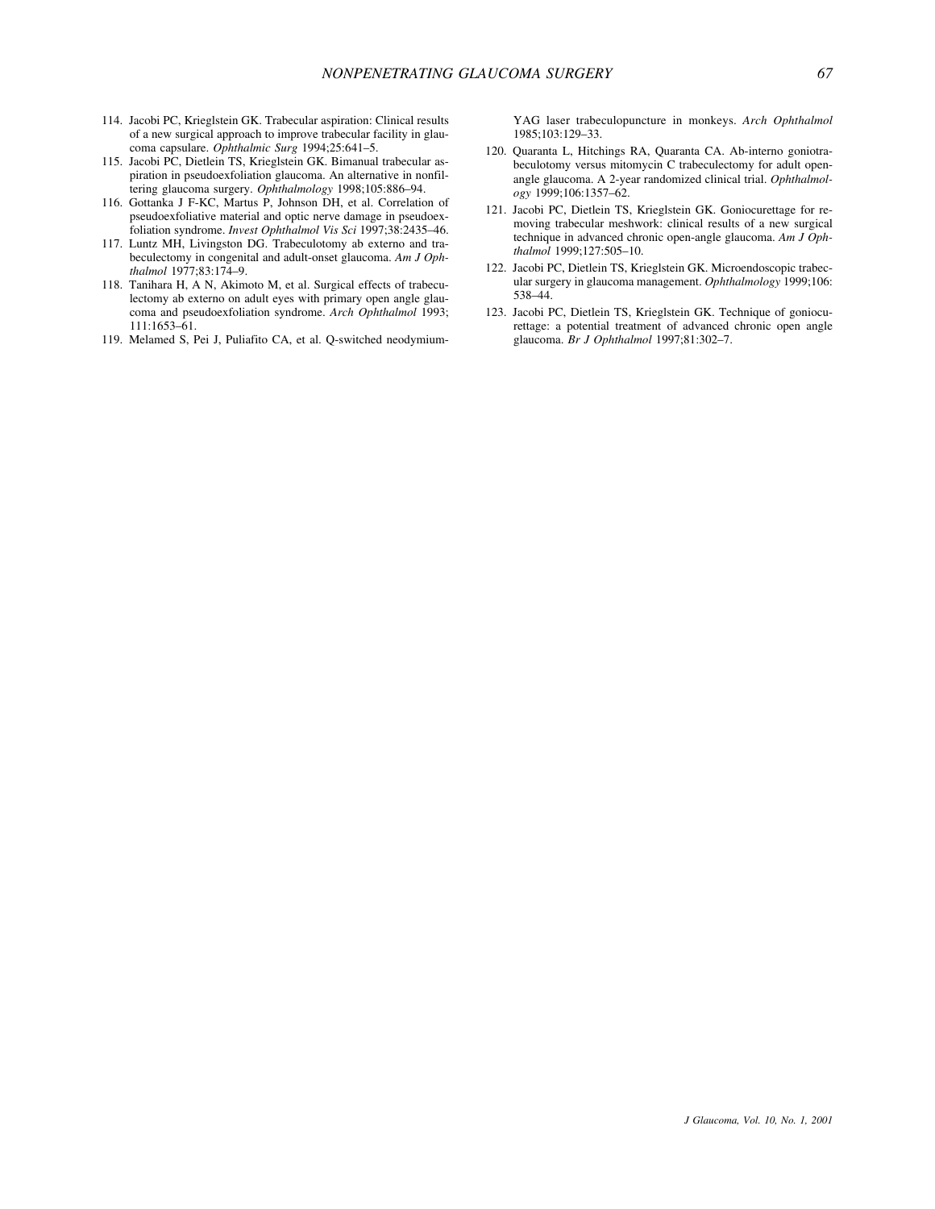114. Jacobi PC, Krieglstein GK. Trabecular aspiration: Clinical results of a new surgical approach to improve trabecular facility in glaucoma capsulare. *Ophthalmic Surg* 1994;25:641–5.
115. Jacobi PC, Dietlein TS, Krieglstein GK. Bimanual trabecular aspiration in pseudoexfoliation glaucoma. An alternative in nonfiltering glaucoma surgery. *Ophthalmology* 1998;105:886–94.
116. Gottanka J F-KC, Martus P, Johnson DH, et al. Correlation of pseudoexfoliative material and optic nerve damage in pseudoexfoliation syndrome. *Invest Ophthalmol Vis Sci* 1997;38:2435–46.
117. Luntz MH, Livingston DG. Trabeculotomy ab externo and trabeculectomy in congenital and adult-onset glaucoma. *Am J Ophthalmol* 1977;83:174–9.
118. Tanihara H, A N, Akimoto M, et al. Surgical effects of trabeculectomy ab externo on adult eyes with primary open angle glaucoma and pseudoexfoliation syndrome. *Arch Ophthalmol* 1993; 111:1653–61.
119. Melamed S, Pei J, Puliafito CA, et al. Q-switched neodymium-YAG laser trabeculopuncture in monkeys. *Arch Ophthalmol* 1985;103:129–33.
120. Quaranta L, Hitchings RA, Quaranta CA. Ab-interno goniotrabeculotomy versus mitomycin C trabeculectomy for adult open-angle glaucoma. A 2-year randomized clinical trial. *Ophthalmology* 1999;106:1357–62.
121. Jacobi PC, Dietlein TS, Krieglstein GK. Goniocurettage for removing trabecular meshwork: clinical results of a new surgical technique in advanced chronic open-angle glaucoma. *Am J Ophthalmol* 1999;127:505–10.
122. Jacobi PC, Dietlein TS, Krieglstein GK. Microendoscopic trabecular surgery in glaucoma management. *Ophthalmology* 1999;106: 538–44.
123. Jacobi PC, Dietlein TS, Krieglstein GK. Technique of goniocurettage: a potential treatment of advanced chronic open angle glaucoma. *Br J Ophthalmol* 1997;81:302–7.